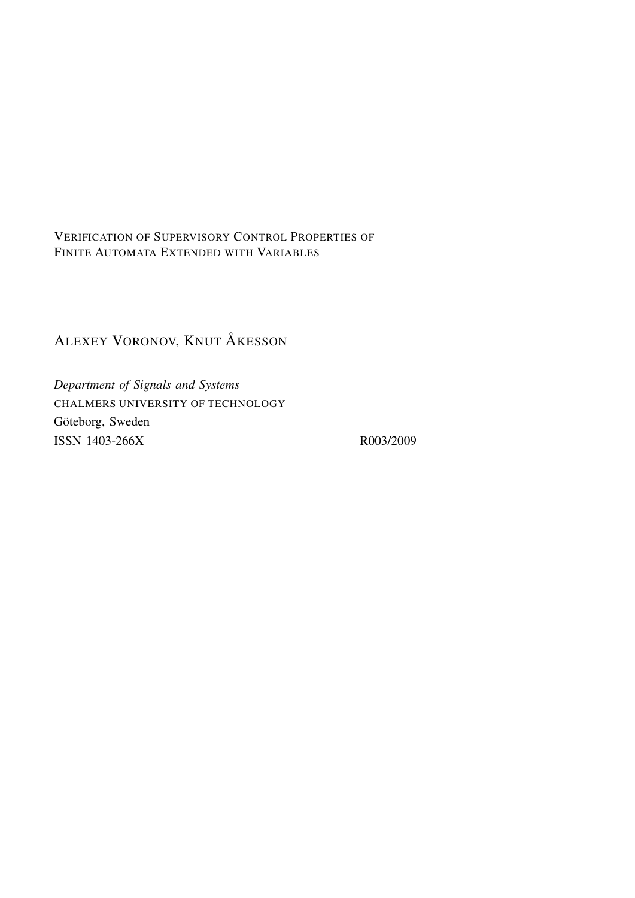# Verification of Supervisory Control Properties of Finite Automata Extended with Variables

ALEXEY VORONOV, KNUT ÅKESSON

*Department of Signals and Systems*
CHALMERS UNIVERSITY OF TECHNOLOGY
Göteborg, Sweden
ISSN 1403-266X R003/2009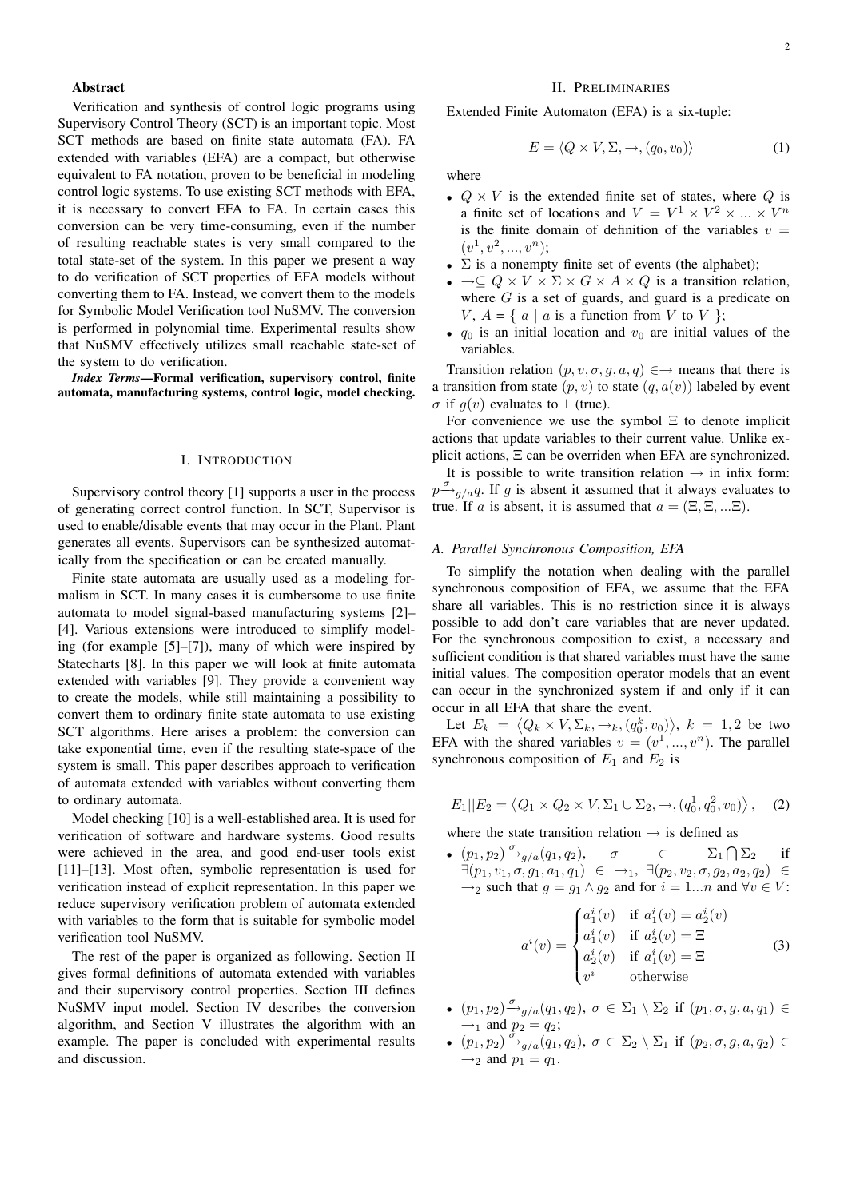## Abstract

Verification and synthesis of control logic programs using Supervisory Control Theory (SCT) is an important topic. Most SCT methods are based on finite state automata (FA). FA extended with variables (EFA) are a compact, but otherwise equivalent to FA notation, proven to be beneficial in modeling control logic systems. To use existing SCT methods with EFA, it is necessary to convert EFA to FA. In certain cases this conversion can be very time-consuming, even if the number of resulting reachable states is very small compared to the total state-set of the system. In this paper we present a way to do verification of SCT properties of EFA models without converting them to FA. Instead, we convert them to the models for Symbolic Model Verification tool NuSMV. The conversion is performed in polynomial time. Experimental results show that NuSMV effectively utilizes small reachable state-set of the system to do verification.

***Index Terms*—Formal verification, supervisory control, finite automata, manufacturing systems, control logic, model checking.**

## I. Introduction

Supervisory control theory [1] supports a user in the process of generating correct control function. In SCT, Supervisor is used to enable/disable events that may occur in the Plant. Plant generates all events. Supervisors can be synthesized automatically from the specification or can be created manually.

Finite state automata are usually used as a modeling formalism in SCT. In many cases it is cumbersome to use finite automata to model signal-based manufacturing systems [2]–[4]. Various extensions were introduced to simplify modeling (for example [5]–[7]), many of which were inspired by Statecharts [8]. In this paper we will look at finite automata extended with variables [9]. They provide a convenient way to create the models, while still maintaining a possibility to convert them to ordinary finite state automata to use existing SCT algorithms. Here arises a problem: the conversion can take exponential time, even if the resulting state-space of the system is small. This paper describes approach to verification of automata extended with variables without converting them to ordinary automata.

Model checking [10] is a well-established area. It is used for verification of software and hardware systems. Good results were achieved in the area, and good end-user tools exist [11]–[13]. Most often, symbolic representation is used for verification instead of explicit representation. In this paper we reduce supervisory verification problem of automata extended with variables to the form that is suitable for symbolic model verification tool NuSMV.

The rest of the paper is organized as following. Section II gives formal definitions of automata extended with variables and their supervisory control properties. Section III defines NuSMV input model. Section IV describes the conversion algorithm, and Section V illustrates the algorithm with an example. The paper is concluded with experimental results and discussion.

## II. Preliminaries

Extended Finite Automaton (EFA) is a six-tuple:

$$E = \langle Q \times V, \Sigma, \rightarrow, (q_0, v_0) \rangle \tag{1}$$

where

- $Q \times V$ is the extended finite set of states, where $Q$ is a finite set of locations and $V = V^1 \times V^2 \times ... \times V^n$ is the finite domain of definition of the variables $v = (v^1, v^2, ..., v^n)$;
- $\Sigma$ is a nonempty finite set of events (the alphabet);
- $\rightarrow \subseteq Q \times V \times \Sigma \times G \times A \times Q$ is a transition relation, where $G$ is a set of guards, and guard is a predicate on $V$, $A = \{ a \mid a$ is a function from $V$ to $V$ $\}$;
- $q_0$ is an initial location and $v_0$ are initial values of the variables.

Transition relation $(p, v, \sigma, g, a, q) \in \rightarrow$ means that there is a transition from state $(p, v)$ to state $(q, a(v))$ labeled by event $\sigma$ if $g(v)$ evaluates to 1 (true).

For convenience we use the symbol $\Xi$ to denote implicit actions that update variables to their current value. Unlike explicit actions, $\Xi$ can be overriden when EFA are synchronized.

It is possible to write transition relation $\rightarrow$ in infix form: $p \xrightarrow{\sigma}_{g/a} q$. If $g$ is absent it assumed that it always evaluates to true. If $a$ is absent, it is assumed that $a = (\Xi, \Xi, ...\Xi)$.

### A. Parallel Synchronous Composition, EFA

To simplify the notation when dealing with the parallel synchronous composition of EFA, we assume that the EFA share all variables. This is no restriction since it is always possible to add don't care variables that are never updated. For the synchronous composition to exist, a necessary and sufficient condition is that shared variables must have the same initial values. The composition operator models that an event can occur in the synchronized system if and only if it can occur in all EFA that share the event.

Let $E_k = \langle Q_k \times V, \Sigma_k, \rightarrow_k, (q_0^k, v_0) \rangle$, $k = 1, 2$ be two EFA with the shared variables $v = (v^1, ..., v^n)$. The parallel synchronous composition of $E_1$ and $E_2$ is

$$E_1 || E_2 = \langle Q_1 \times Q_2 \times V, \Sigma_1 \cup \Sigma_2, \rightarrow, (q_0^1, q_0^2, v_0) \rangle, \tag{2}$$

where the state transition relation $\rightarrow$ is defined as

- $(p_1, p_2) \xrightarrow{\sigma}_{g/a} (q_1, q_2)$, $\sigma \in \Sigma_1 \bigcap \Sigma_2$ if $\exists (p_1, v_1, \sigma, g_1, a_1, q_1) \in \rightarrow_1$, $\exists (p_2, v_2, \sigma, g_2, a_2, q_2) \in \rightarrow_2$ such that $g = g_1 \wedge g_2$ and for $i = 1...n$ and $\forall v \in V$:

$$a^i(v) = \begin{cases} a_1^i(v) & \text{if } a_1^i(v) = a_2^i(v) \\ a_1^i(v) & \text{if } a_2^i(v) = \Xi \\ a_2^i(v) & \text{if } a_1^i(v) = \Xi \\ v^i & \text{otherwise} \end{cases} \tag{3}$$

- $(p_1, p_2) \xrightarrow{\sigma}_{g/a} (q_1, q_2)$, $\sigma \in \Sigma_1 \setminus \Sigma_2$ if $(p_1, \sigma, g, a, q_1) \in \rightarrow_1$ and $p_2 = q_2$;
- $(p_1, p_2) \xrightarrow{\sigma}_{g/a} (q_1, q_2)$, $\sigma \in \Sigma_2 \setminus \Sigma_1$ if $(p_2, \sigma, g, a, q_2) \in \rightarrow_2$ and $p_1 = q_1$.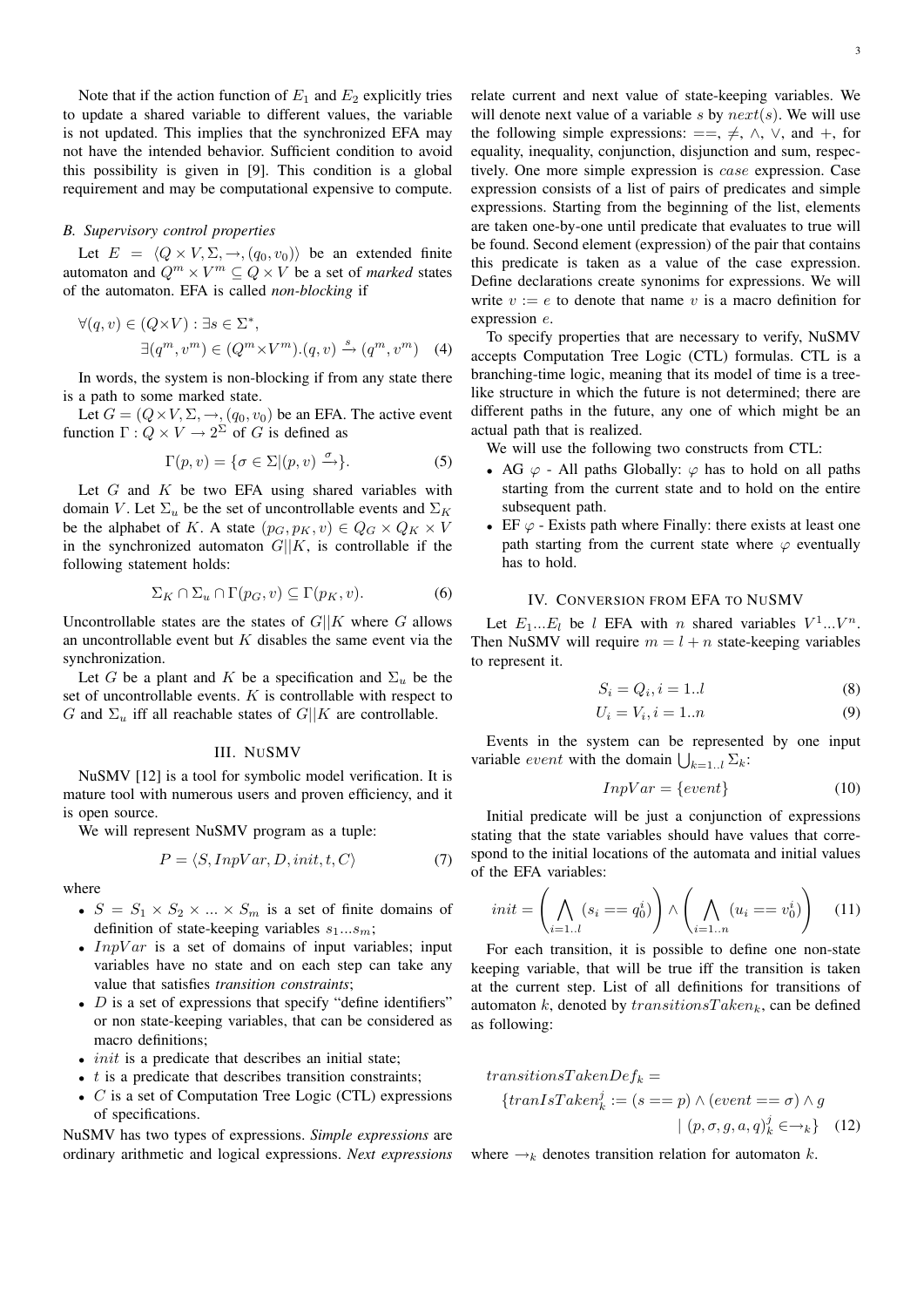Note that if the action function of $E_1$ and $E_2$ explicitly tries to update a shared variable to different values, the variable is not updated. This implies that the synchronized EFA may not have the intended behavior. Sufficient condition to avoid this possibility is given in [9]. This condition is a global requirement and may be computational expensive to compute.

### B. Supervisory control properties

Let $E = \langle Q \times V, \Sigma, \rightarrow, (q_0, v_0) \rangle$ be an extended finite automaton and $Q^m \times V^m \subseteq Q \times V$ be a set of *marked* states of the automaton. EFA is called *non-blocking* if

$$\forall (q, v) \in (Q \times V) : \exists s \in \Sigma^*, \\ \exists (q^m, v^m) \in (Q^m \times V^m).(q, v) \xrightarrow{s} (q^m, v^m) \quad (4)$$

In words, the system is non-blocking if from any state there is a path to some marked state.

Let $G = (Q \times V, \Sigma, \rightarrow, (q_0, v_0)$ be an EFA. The active event function $\Gamma : Q \times V \rightarrow 2^{\Sigma}$ of $G$ is defined as

$$\Gamma(p, v) = \{\sigma \in \Sigma | (p, v) \xrightarrow{\sigma} \}. \quad (5)$$

Let $G$ and $K$ be two EFA using shared variables with domain $V$. Let $\Sigma_u$ be the set of uncontrollable events and $\Sigma_K$ be the alphabet of $K$. A state $(p_G, p_K, v) \in Q_G \times Q_K \times V$ in the synchronized automaton $G||K$, is controllable if the following statement holds:

$$\Sigma_K \cap \Sigma_u \cap \Gamma(p_G, v) \subseteq \Gamma(p_K, v). \quad (6)$$

Uncontrollable states are the states of $G||K$ where $G$ allows an uncontrollable event but $K$ disables the same event via the synchronization.

Let $G$ be a plant and $K$ be a specification and $\Sigma_u$ be the set of uncontrollable events. $K$ is controllable with respect to $G$ and $\Sigma_u$ iff all reachable states of $G||K$ are controllable.

## III. NuSMV

NuSMV [12] is a tool for symbolic model verification. It is mature tool with numerous users and proven efficiency, and it is open source.

We will represent NuSMV program as a tuple:

$$P = \langle S, InpVar, D, init, t, C \rangle \quad (7)$$

where

- $S = S_1 \times S_2 \times ... \times S_m$ is a set of finite domains of definition of state-keeping variables $s_1 ... s_m$;
- $InpVar$ is a set of domains of input variables; input variables have no state and on each step can take any value that satisfies *transition constraints*;
- $D$ is a set of expressions that specify "define identifiers" or non state-keeping variables, that can be considered as macro definitions;
- $init$ is a predicate that describes an initial state;
- $t$ is a predicate that describes transition constraints;
- $C$ is a set of Computation Tree Logic (CTL) expressions of specifications.

NuSMV has two types of expressions. *Simple expressions* are ordinary arithmetic and logical expressions. *Next expressions* relate current and next value of state-keeping variables. We will denote next value of a variable $s$ by $next(s)$. We will use the following simple expressions: $==$, $\neq$, $\wedge$, $\vee$, and $+$, for equality, inequality, conjunction, disjunction and sum, respectively. One more simple expression is $case$ expression. Case expression consists of a list of pairs of predicates and simple expressions. Starting from the beginning of the list, elements are taken one-by-one until predicate that evaluates to true will be found. Second element (expression) of the pair that contains this predicate is taken as a value of the case expression. Define declarations create synonims for expressions. We will write $v := e$ to denote that name $v$ is a macro definition for expression $e$.

To specify properties that are necessary to verify, NuSMV accepts Computation Tree Logic (CTL) formulas. CTL is a branching-time logic, meaning that its model of time is a tree-like structure in which the future is not determined; there are different paths in the future, any one of which might be an actual path that is realized.

We will use the following two constructs from CTL:

- AG $\varphi$ - All paths Globally: $\varphi$ has to hold on all paths starting from the current state and to hold on the entire subsequent path.
- EF $\varphi$ - Exists path where Finally: there exists at least one path starting from the current state where $\varphi$ eventually has to hold.

## IV. Conversion from EFA to NuSMV

Let $E_1 ... E_l$ be $l$ EFA with $n$ shared variables $V^1 ... V^n$. Then NuSMV will require $m = l + n$ state-keeping variables to represent it.

$$S_i = Q_i, i = 1..l \quad (8)$$

$$U_i = V_i, i = 1..n \quad (9)$$

Events in the system can be represented by one input variable $event$ with the domain $\bigcup_{k=1..l} \Sigma_k$:

$$InpVar = \{event\} \quad (10)$$

Initial predicate will be just a conjunction of expressions stating that the state variables should have values that correspond to the initial locations of the automata and initial values of the EFA variables:

$$init = \left( \bigwedge_{i=1..l} (s_i == q_0^i) \right) \wedge \left( \bigwedge_{i=1..n} (u_i == v_0^i) \right) \quad (11)$$

For each transition, it is possible to define one non-state keeping variable, that will be true iff the transition is taken at the current step. List of all definitions for transitions of automaton $k$, denoted by $transitionsTaken_k$, can be defined as following:

$$transitionsTakenDef_k = \\ \{tranIsTaken_k^j := (s == p) \wedge (event == \sigma) \wedge g \\ | (p, \sigma, g, a, q)_k^j \in \rightarrow_k \} \quad (12)$$

where $\rightarrow_k$ denotes transition relation for automaton $k$.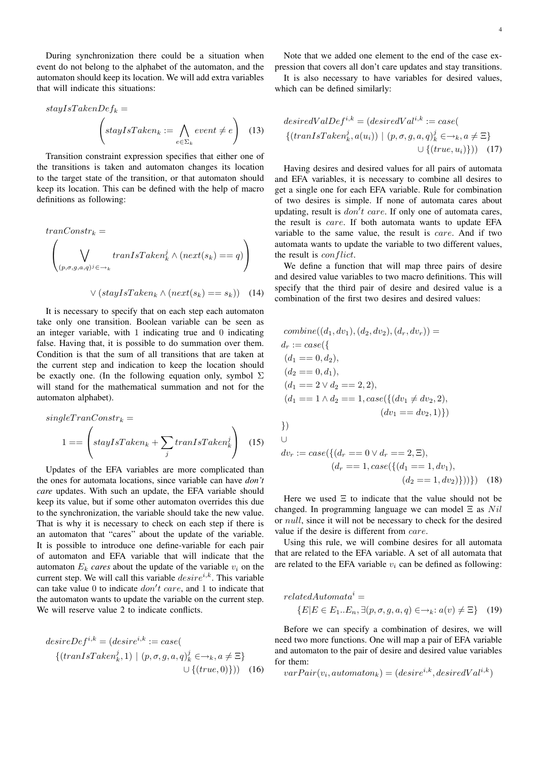During synchronization there could be a situation when event do not belong to the alphabet of the automaton, and the automaton should keep its location. We will add extra variables that will indicate this situations:

$$stayIsTakenDef_k = \left( stayIsTaken_k := \bigwedge_{e \in \Sigma_k} event \neq e \right) \quad (13)$$

Transition constraint expression specifies that either one of the transitions is taken and automaton changes its location to the target state of the transition, or that automaton should keep its location. This can be defined with the help of macro definitions as following:

$$tranConstr_k = \left( \bigvee_{(p,\sigma,g,a,q)^j \in \rightarrow_k} tranIsTaken_k^j \wedge (next(s_k) == q) \right) \vee (stayIsTaken_k \wedge (next(s_k) == s_k)) \quad (14)$$

It is necessary to specify that on each step each automaton take only one transition. Boolean variable can be seen as an integer variable, with 1 indicating true and 0 indicating false. Having that, it is possible to do summation over them. Condition is that the sum of all transitions that are taken at the current step and indication to keep the location should be exactly one. (In the following equation only, symbol $\Sigma$ will stand for the mathematical summation and not for the automaton alphabet).

$$singleTranConstr_k = 1 == \left( stayIsTaken_k + \sum_j tranIsTaken_k^j \right) \quad (15)$$

Updates of the EFA variables are more complicated than the ones for automata locations, since variable can have ***don't care*** updates. With such an update, the EFA variable should keep its value, but if some other automaton overrides this due to the synchronization, the variable should take the new value. That is why it is necessary to check on each step if there is an automaton that "cares" about the update of the variable. It is possible to introduce one define-variable for each pair of automaton and EFA variable that will indicate that the automaton $E_k$ ***cares*** about the update of the variable $v_i$ on the current step. We will call this variable $desire^{i,k}$. This variable can take value 0 to indicate $don't\ care$, and 1 to indicate that the automaton wants to update the variable on the current step. We will reserve value 2 to indicate conflicts.

$$desireDef^{i,k} = (desire^{i,k} := case( \{(tranIsTaken_k^j, 1) \mid (p,\sigma,g,a,q)_k^j \in \rightarrow_k, a \neq \Xi\} \cup \{(true, 0)\})) \quad (16)$$

Note that we added one element to the end of the case expression that covers all don't care updates and stay transitions.

It is also necessary to have variables for desired values, which can be defined similarly:

$$desiredValDef^{i,k} = (desiredVal^{i,k} := case( \{(tranIsTaken_k^j, a(u_i)) \mid (p,\sigma,g,a,q)_k^j \in \rightarrow_k, a \neq \Xi\} \cup \{(true, u_i)\})) \quad (17)$$

Having desires and desired values for all pairs of automata and EFA variables, it is necessary to combine all desires to get a single one for each EFA variable. Rule for combination of two desires is simple. If none of automata cares about updating, result is $don't\ care$. If only one of automata cares, the result is $care$. If both automata wants to update EFA variable to the same value, the result is $care$. And if two automata wants to update the variable to two different values, the result is $conflict$.

We define a function that will map three pairs of desire and desired value variables to two macro definitions. This will specify that the third pair of desire and desired value is a combination of the first two desires and desired values:

$$\begin{aligned}
&combine((d_1, dv_1), (d_2, dv_2), (d_r, dv_r)) = \\
&d_r := case(\{ \\
&(d_1 == 0, d_2), \\
&(d_2 == 0, d_1), \\
&(d_1 == 2 \vee d_2 == 2, 2), \\
&(d_1 == 1 \wedge d_2 == 1, case(\{(dv_1 \neq dv_2, 2), \\
&\qquad\qquad\qquad (dv_1 == dv_2, 1)\}) \\
&\}) \\
&\cup \\
&dv_r := case(\{(d_r == 0 \vee d_r == 2, \Xi), \\
&\qquad (d_r == 1, case(\{(d_1 == 1, dv_1), \\
&\qquad\qquad (d_2 == 1, dv_2)\}))\})
\end{aligned} \quad (18)$$

Here we used $\Xi$ to indicate that the value should not be changed. In programming language we can model $\Xi$ as $Nil$ or $null$, since it will not be necessary to check for the desired value if the desire is different from $care$.

Using this rule, we will combine desires for all automata that are related to the EFA variable. A set of all automata that are related to the EFA variable $v_i$ can be defined as following:

$$relatedAutomata^i = \{E \mid E \in E_1..E_n, \exists (p,\sigma,g,a,q) \in \rightarrow_k : a(v) \neq \Xi\} \quad (19)$$

Before we can specify a combination of desires, we will need two more functions. One will map a pair of EFA variable and automaton to the pair of desire and desired value variables for them:

$varPair(v_i, automaton_k) = (desire^{i,k}, desiredVal^{i,k})$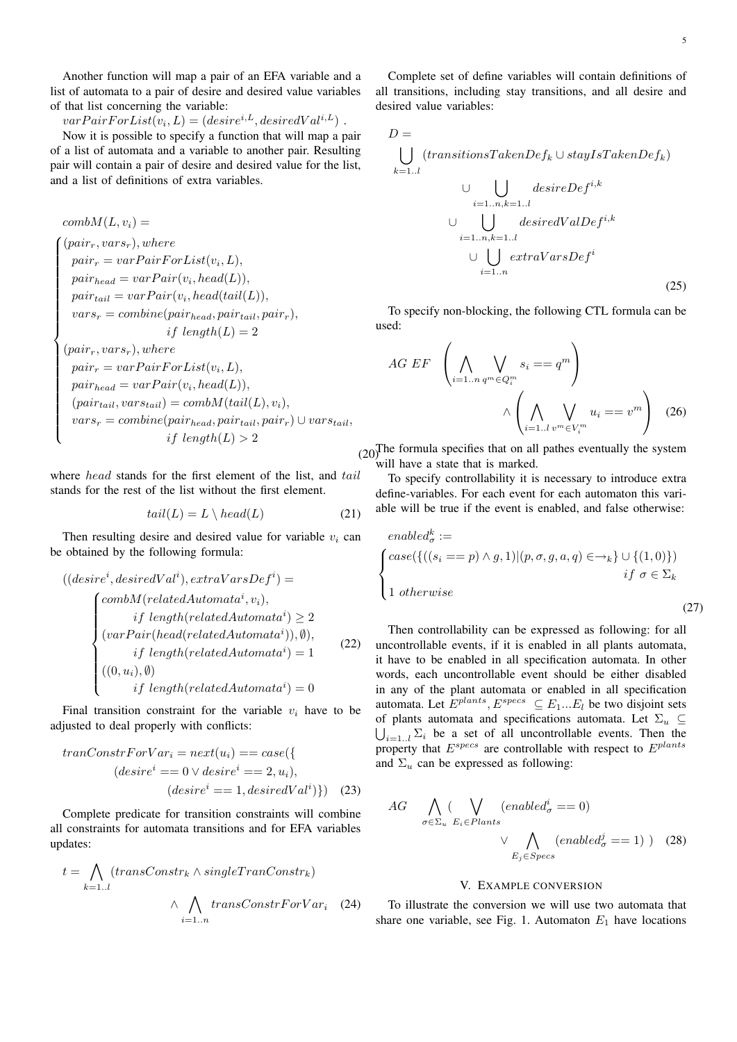Another function will map a pair of an EFA variable and a list of automata to a pair of desire and desired value variables of that list concerning the variable:

$varPairForList(v_i, L) = (desire^{i,L}, desiredVal^{i,L})$ .

Now it is possible to specify a function that will map a pair of a list of automata and a variable to another pair. Resulting pair will contain a pair of desire and desired value for the list, and a list of definitions of extra variables.

$$
combM(L, v_i) = \begin{cases} (pair_r, vars_r), where \\ \quad pair_r = varPairForList(v_i, L), \\ \quad pair_{head} = varPair(v_i, head(L)), \\ \quad pair_{tail} = varPair(v_i, head(tail(L)), \\ \quad vars_r = combine(pair_{head}, pair_{tail}, pair_r), \\ \qquad\qquad if\ length(L) = 2 \\ (pair_r, vars_r), where \\ \quad pair_r = varPairForList(v_i, L), \\ \quad pair_{head} = varPair(v_i, head(L)), \\ \quad (pair_{tail}, vars_{tail}) = combM(tail(L), v_i), \\ \quad vars_r = combine(pair_{head}, pair_{tail}, pair_r) \cup vars_{tail}, \\ \qquad\qquad if\ length(L) > 2 \end{cases} \tag{20}
$$

where $head$ stands for the first element of the list, and $tail$ stands for the rest of the list without the first element.

$$
tail(L) = L \setminus head(L) \tag{21}
$$

Then resulting desire and desired value for variable $v_i$ can be obtained by the following formula:

$$
((desire^i, desiredVal^i), extraVarsDef^i) = \begin{cases} combM(relatedAutomata^i, v_i), \\ \qquad if\ length(relatedAutomata^i) \geq 2 \\ (varPair(head(relatedAutomata^i)), \emptyset), \\ \qquad if\ length(relatedAutomata^i) = 1 \\ ((0, u_i), \emptyset) \\ \qquad if\ length(relatedAutomata^i) = 0 \end{cases} \tag{22}
$$

Final transition constraint for the variable $v_i$ have to be adjusted to deal properly with conflicts:

$$
\begin{aligned} tranConstrForVar_i = next(u_i) == case(\{ \\ (desire^i == 0 \vee desire^i == 2, u_i), \\ (desire^i == 1, desiredVal^i)\}) \end{aligned} \tag{23}
$$

Complete predicate for transition constraints will combine all constraints for automata transitions and for EFA variables updates:

$$
t = \bigwedge_{k=1..l} (transConstr_k \wedge singleTranConstr_k) \wedge \bigwedge_{i=1..n} transConstrForVar_i \tag{24}
$$

Complete set of define variables will contain definitions of all transitions, including stay transitions, and all desire and desired value variables:

$$
\begin{aligned} D = & \bigcup_{k=1..l} (transitionsTakenDef_k \cup stayIsTakenDef_k) \\ & \cup \bigcup_{i=1..n, k=1..l} desireDef^{i,k} \\ & \cup \bigcup_{i=1..n, k=1..l} desiredValDef^{i,k} \\ & \cup \bigcup_{i=1..n} extraVarsDef^i \end{aligned} \tag{25}
$$

To specify non-blocking, the following CTL formula can be used:

$$
AG\ EF\ \left( \bigwedge_{i=1..n} \bigvee_{q^m \in Q_i^m} s_i == q^m \right) \wedge \left( \bigwedge_{i=1..l} \bigvee_{v^m \in V_i^m} u_i == v^m \right) \tag{26}
$$

The formula specifies that on all pathes eventually the system will have a state that is marked.

To specify controllability it is necessary to introduce extra define-variables. For each event for each automaton this variable will be true if the event is enabled, and false otherwise:

$$
enabled_\sigma^k := \begin{cases} case(\{((s_i == p) \wedge g, 1) | (p, \sigma, g, a, q) \in \rightarrow_k\} \cup \{(1, 0)\}) \\ \qquad\qquad if\ \sigma \in \Sigma_k \\ 1\ otherwise \end{cases} \tag{27}
$$

Then controllability can be expressed as following: for all uncontrollable events, if it is enabled in all plants automata, it have to be enabled in all specification automata. In other words, each uncontrollable event should be either disabled in any of the plant automata or enabled in all specification automata. Let $E^{plants}, E^{specs} \subseteq E_1 ... E_l$ be two disjoint sets of plants automata and specifications automata. Let $\Sigma_u \subseteq \bigcup_{i=1..l} \Sigma_i$ be a set of all uncontrollable events. Then the property that $E^{specs}$ are controllable with respect to $E^{plants}$ and $\Sigma_u$ can be expressed as following:

$$
AG \bigwedge_{\sigma \in \Sigma_u} \Big( \bigvee_{E_i \in Plants} (enabled_\sigma^i == 0) \vee \bigwedge_{E_j \in Specs} (enabled_\sigma^j == 1) \Big) \tag{28}
$$

## V. Example conversion

To illustrate the conversion we will use two automata that share one variable, see Fig. 1. Automaton $E_1$ have locations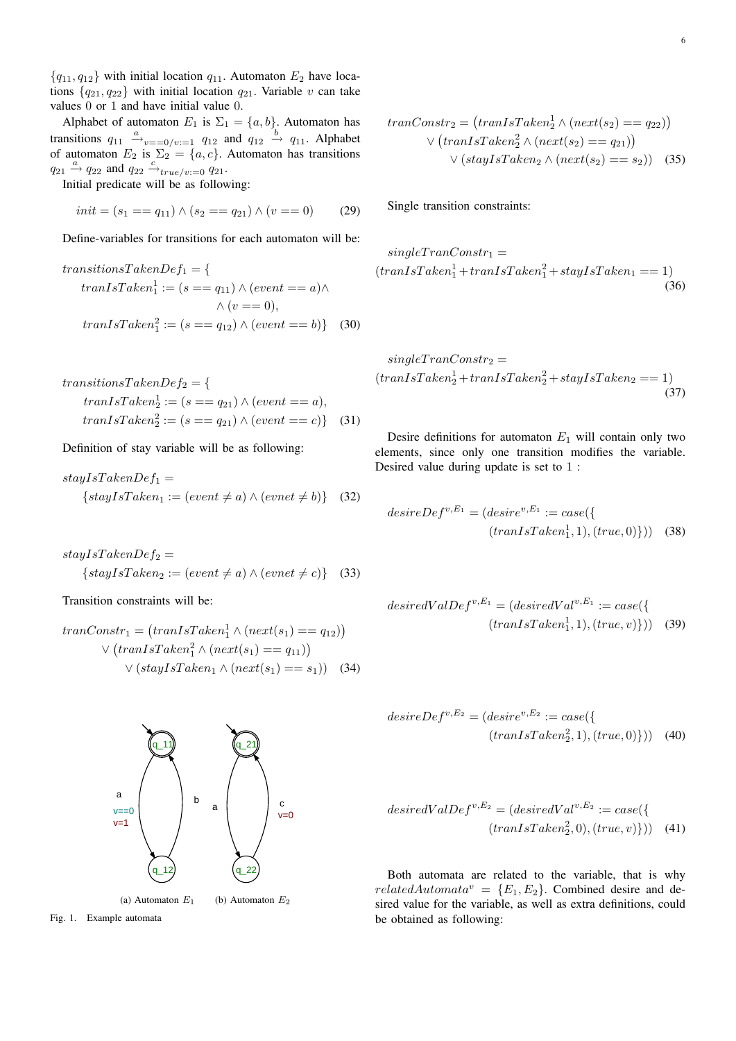$\{q_{11}, q_{12}\}$ with initial location $q_{11}$. Automaton $E_2$ have locations $\{q_{21}, q_{22}\}$ with initial location $q_{21}$. Variable $v$ can take values 0 or 1 and have initial value 0.

Alphabet of automaton $E_1$ is $\Sigma_1 = \{a, b\}$. Automaton has transitions $q_{11} \xrightarrow{a}_{v==0/v:=1} q_{12}$ and $q_{12} \xrightarrow{b} q_{11}$. Alphabet of automaton $E_2$ is $\Sigma_2 = \{a, c\}$. Automaton has transitions $q_{21} \xrightarrow{a} q_{22}$ and $q_{22} \xrightarrow{c}_{true/v:=0} q_{21}$.

Initial predicate will be as following:

$$init = (s_1 == q_{11}) \wedge (s_2 == q_{21}) \wedge (v == 0) \tag{29}$$

Define-variables for transitions for each automaton will be:

$$\begin{aligned} &transitionsTakenDef_1 = \{ \\ &\quad tranIsTaken_1^1 := (s == q_{11}) \wedge (event == a) \wedge \\ &\qquad\qquad \wedge (v == 0), \\ &\quad tranIsTaken_1^2 := (s == q_{12}) \wedge (event == b)\} \end{aligned} \tag{30}$$

$$\begin{aligned} &transitionsTakenDef_2 = \{ \\ &\quad tranIsTaken_2^1 := (s == q_{21}) \wedge (event == a), \\ &\quad tranIsTaken_2^2 := (s == q_{21}) \wedge (event == c)\} \end{aligned} \tag{31}$$

Definition of stay variable will be as following:

$$\begin{aligned} &stayIsTakenDef_1 = \\ &\quad \{stayIsTaken_1 := (event \neq a) \wedge (evnet \neq b)\} \end{aligned} \tag{32}$$

$$\begin{aligned} &stayIsTakenDef_2 = \\ &\quad \{stayIsTaken_2 := (event \neq a) \wedge (evnet \neq c)\} \end{aligned} \tag{33}$$

Transition constraints will be:

$$\begin{aligned} tranConstr_1 = &\left(tranIsTaken_1^1 \wedge (next(s_1) == q_{12})\right) \\ &\vee \left(tranIsTaken_1^2 \wedge (next(s_1) == q_{11})\right) \\ &\vee (stayIsTaken_1 \wedge (next(s_1) == s_1)) \end{aligned} \tag{34}$$

Fig. 1. Example automata — (a) Automaton $E_1$ (b) Automaton $E_2$

$$\begin{aligned} tranConstr_2 = &\left(tranIsTaken_2^1 \wedge (next(s_2) == q_{22})\right) \\ &\vee \left(tranIsTaken_2^2 \wedge (next(s_2) == q_{21})\right) \\ &\vee (stayIsTaken_2 \wedge (next(s_2) == s_2)) \end{aligned} \tag{35}$$

Single transition constraints:

$$\begin{aligned} &singleTranConstr_1 = \\ &(tranIsTaken_1^1 + tranIsTaken_1^2 + stayIsTaken_1 == 1) \end{aligned} \tag{36}$$

$$\begin{aligned} &singleTranConstr_2 = \\ &(tranIsTaken_2^1 + tranIsTaken_2^2 + stayIsTaken_2 == 1) \end{aligned} \tag{37}$$

Desire definitions for automaton $E_1$ will contain only two elements, since only one transition modifies the variable. Desired value during update is set to 1 :

$$\begin{aligned} desireDef^{v,E_1} = (desire^{v,E_1} := case(\{ \\ (tranIsTaken_1^1, 1), (true, 0)\})) \end{aligned} \tag{38}$$

$$\begin{aligned} desiredValDef^{v,E_1} = (desiredVal^{v,E_1} := case(\{ \\ (tranIsTaken_1^1, 1), (true, v)\})) \end{aligned} \tag{39}$$

$$\begin{aligned} desireDef^{v,E_2} = (desire^{v,E_2} := case(\{ \\ (tranIsTaken_2^2, 1), (true, 0)\})) \end{aligned} \tag{40}$$

$$\begin{aligned} desiredValDef^{v,E_2} = (desiredVal^{v,E_2} := case(\{ \\ (tranIsTaken_2^2, 0), (true, v)\})) \end{aligned} \tag{41}$$

Both automata are related to the variable, that is why $relatedAutomata^v = \{E_1, E_2\}$. Combined desire and desired value for the variable, as well as extra definitions, could be obtained as following: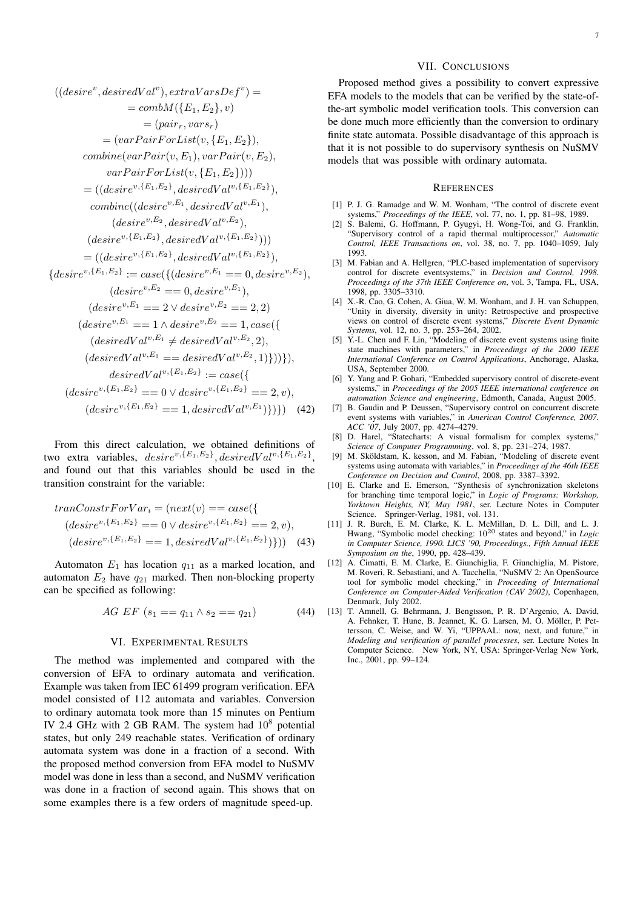$$
\begin{aligned}
((desire^v, desiredVal^v), extraVarsDef^v) =& \\
&= combM(\{E_1, E_2\}, v) \\
&= (pair_r, vars_r) \\
&= (varPairForList(v, \{E_1, E_2\}), \\
&combine(varPair(v, E_1), varPair(v, E_2), \\
&varPairForList(v, \{E_1, E_2\}))) \\
&= ((desire^{v,\{E_1,E_2\}}, desiredVal^{v,\{E_1,E_2\}}), \\
&combine((desire^{v,E_1}, desiredVal^{v,E_1}), \\
&(desire^{v,E_2}, desiredVal^{v,E_2}), \\
&(desire^{v,\{E_1,E_2\}}, desiredVal^{v,\{E_1,E_2\}}))) \\
&= ((desire^{v,\{E_1,E_2\}}, desiredVal^{v,\{E_1,E_2\}}), \\
\{desire^{v,\{E_1,E_2\}} &:= case(\{(desire^{v,E_1} == 0, desire^{v,E_2}), \\
&(desire^{v,E_2} == 0, desire^{v,E_1}), \\
&(desire^{v,E_1} == 2 \vee desire^{v,E_2} == 2, 2) \\
&(desire^{v,E_1} == 1 \wedge desire^{v,E_2} == 1, case(\{ \\
&(desiredVal^{v,E_1} \neq desiredVal^{v,E_2}, 2), \\
&(desiredVal^{v,E_1} == desiredVal^{v,E_2}, 1)\}))\}), \\
&desiredVal^{v,\{E_1,E_2\}} := case(\{ \\
&(desire^{v,\{E_1,E_2\}} == 0 \vee desire^{v,\{E_1,E_2\}} == 2, v), \\
&(desire^{v,\{E_1,E_2\}} == 1, desiredVal^{v,E_1})\})\}) \quad (42)
\end{aligned}
$$

From this direct calculation, we obtained definitions of two extra variables, $desire^{v,\{E_1,E_2\}}, desiredVal^{v,\{E_1,E_2\}}$, and found out that this variables should be used in the transition constraint for the variable:

$$
\begin{aligned}
tranConstrForVar_i = (next(v) == case(\{ \\
(desire^{v,\{E_1,E_2\}} == 0 \vee desire^{v,\{E_1,E_2\}} == 2, v), \\
(desire^{v,\{E_1,E_2\}} == 1, desiredVal^{v,\{E_1,E_2\}})\})) \quad (43)
\end{aligned}
$$

Automaton $E_1$ has location $q_{11}$ as a marked location, and automaton $E_2$ have $q_{21}$ marked. Then non-blocking property can be specified as following:

$$
AG\ EF\ (s_1 == q_{11} \wedge s_2 == q_{21}) \quad (44)
$$

## VI. Experimental Results

The method was implemented and compared with the conversion of EFA to ordinary automata and verification. Example was taken from IEC 61499 program verification. EFA model consisted of 112 automata and variables. Conversion to ordinary automata took more than 15 minutes on Pentium IV 2.4 GHz with 2 GB RAM. The system had $10^8$ potential states, but only 249 reachable states. Verification of ordinary automata system was done in a fraction of a second. With the proposed method conversion from EFA model to NuSMV model was done in less than a second, and NuSMV verification was done in a fraction of second again. This shows that on some examples there is a few orders of magnitude speed-up.

## VII. Conclusions

Proposed method gives a possibility to convert expressive EFA models to the models that can be verified by the state-of-the-art symbolic model verification tools. This conversion can be done much more efficiently than the conversion to ordinary finite state automata. Possible disadvantage of this approach is that it is not possible to do supervisory synthesis on NuSMV models that was possible with ordinary automata.

## References

[1] P. J. G. Ramadge and W. M. Wonham, "The control of discrete event systems," *Proceedings of the IEEE*, vol. 77, no. 1, pp. 81–98, 1989.

[2] S. Balemi, G. Hoffmann, P. Gyugyi, H. Wong-Toi, and G. Franklin, "Supervisory control of a rapid thermal multiprocessor," *Automatic Control, IEEE Transactions on*, vol. 38, no. 7, pp. 1040–1059, July 1993.

[3] M. Fabian and A. Hellgren, "PLC-based implementation of supervisory control for discrete eventsystems," in *Decision and Control, 1998. Proceedings of the 37th IEEE Conference on*, vol. 3, Tampa, FL, USA, 1998, pp. 3305–3310.

[4] X.-R. Cao, G. Cohen, A. Giua, W. M. Wonham, and J. H. van Schuppen, "Unity in diversity, diversity in unity: Retrospective and prospective views on control of discrete event systems," *Discrete Event Dynamic Systems*, vol. 12, no. 3, pp. 253–264, 2002.

[5] Y.-L. Chen and F. Lin, "Modeling of discrete event systems using finite state machines with parameters," in *Proceedings of the 2000 IEEE International Conference on Control Applications*, Anchorage, Alaska, USA, September 2000.

[6] Y. Yang and P. Gohari, "Embedded supervisory control of discrete-event systems," in *Proceedings of the 2005 IEEE international conference on automation Science and engineering*, Edmonth, Canada, August 2005.

[7] B. Gaudin and P. Deussen, "Supervisory control on concurrent discrete event systems with variables," in *American Control Conference, 2007. ACC '07*, July 2007, pp. 4274–4279.

[8] D. Harel, "Statecharts: A visual formalism for complex systems," *Science of Computer Programming*, vol. 8, pp. 231–274, 1987.

[9] M. Sköldstam, K. kesson, and M. Fabian, "Modeling of discrete event systems using automata with variables," in *Proceedings of the 46th IEEE Conference on Decision and Control*, 2008, pp. 3387–3392.

[10] E. Clarke and E. Emerson, "Synthesis of synchronization skeletons for branching time temporal logic," in *Logic of Programs: Workshop, Yorktown Heights, NY, May 1981*, ser. Lecture Notes in Computer Science. Springer-Verlag, 1981, vol. 131.

[11] J. R. Burch, E. M. Clarke, K. L. McMillan, D. L. Dill, and L. J. Hwang, "Symbolic model checking: $10^{20}$ states and beyond," in *Logic in Computer Science, 1990. LICS '90, Proceedings., Fifth Annual IEEE Symposium on the*, 1990, pp. 428–439.

[12] A. Cimatti, E. M. Clarke, E. Giunchiglia, F. Giunchiglia, M. Pistore, M. Roveri, R. Sebastiani, and A. Tacchella, "NuSMV 2: An OpenSource tool for symbolic model checking," in *Proceeding of International Conference on Computer-Aided Verification (CAV 2002)*, Copenhagen, Denmark, July 2002.

[13] T. Amnell, G. Behrmann, J. Bengtsson, P. R. D'Argenio, A. David, A. Fehnker, T. Hune, B. Jeannet, K. G. Larsen, M. O. Möller, P. Pettersson, C. Weise, and W. Yi, "UPPAAL: now, next, and future," in *Modeling and verification of parallel processes*, ser. Lecture Notes In Computer Science. New York, NY, USA: Springer-Verlag New York, Inc., 2001, pp. 99–124.